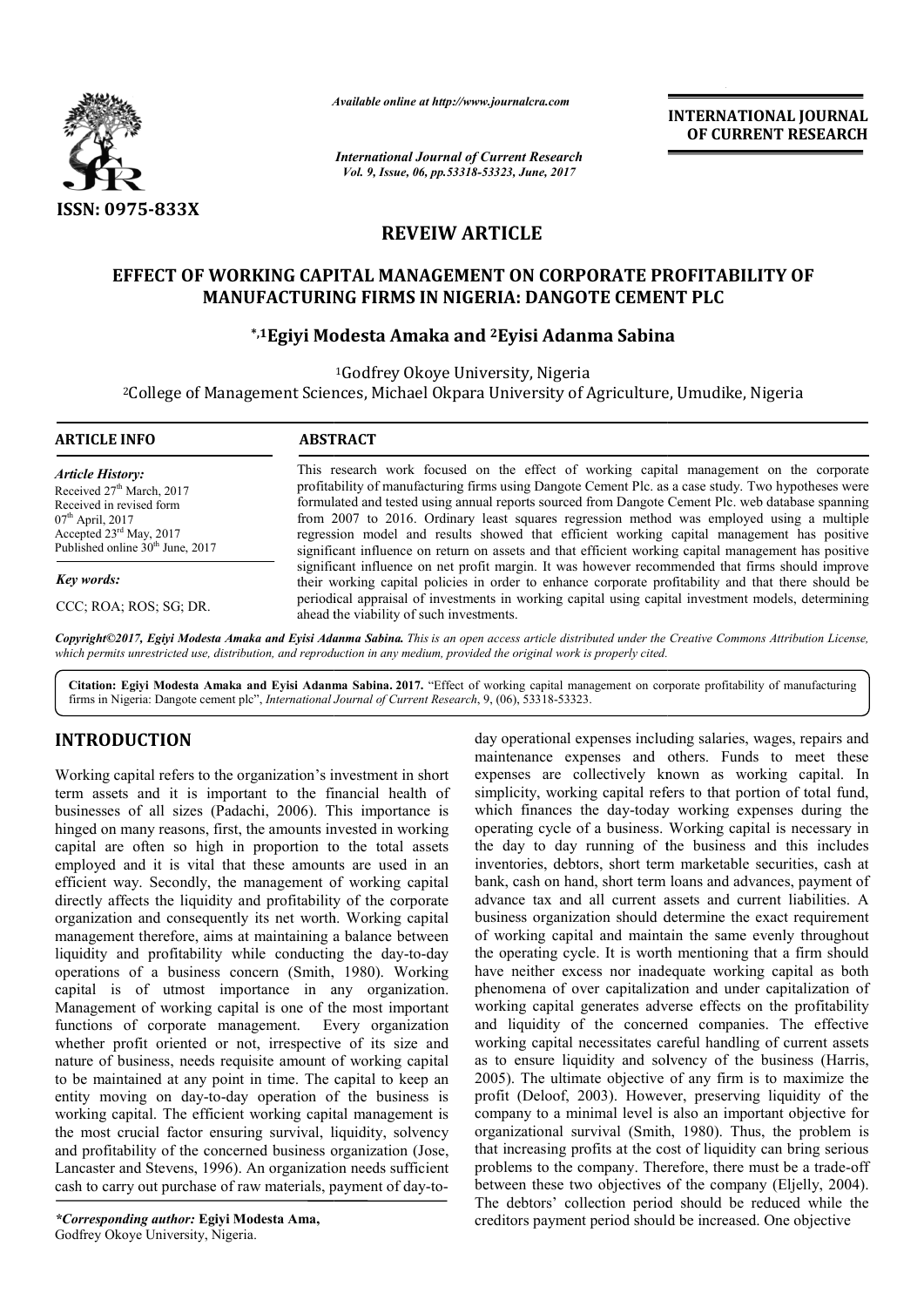ISSN: 0975-833X

*Available online at http://www.journalcra.com*

*International Journal of Current Research*
*Vol. 9, Issue, 06, pp.53318-53323, June, 2017*

**INTERNATIONAL JOURNAL OF CURRENT RESEARCH**

# REVEIW ARTICLE

# EFFECT OF WORKING CAPITAL MANAGEMENT ON CORPORATE PROFITABILITY OF MANUFACTURING FIRMS IN NIGERIA: DANGOTE CEMENT PLC

**\*,1Egiyi Modesta Amaka and 2Eyisi Adanma Sabina**

[1]Godfrey Okoye University, Nigeria

[2]College of Management Sciences, Michael Okpara University of Agriculture, Umudike, Nigeria

## ARTICLE INFO

*Article History:*

Received 27th March, 2017
Received in revised form
07th April, 2017
Accepted 23rd May, 2017
Published online 30th June, 2017

*Key words:*

CCC; ROA; ROS; SG; DR.

## ABSTRACT

This research work focused on the effect of working capital management on the corporate profitability of manufacturing firms using Dangote Cement Plc. as a case study. Two hypotheses were formulated and tested using annual reports sourced from Dangote Cement Plc. web database spanning from 2007 to 2016. Ordinary least squares regression method was employed using a multiple regression model and results showed that efficient working capital management has positive significant influence on return on assets and that efficient working capital management has positive significant influence on net profit margin. It was however recommended that firms should improve their working capital policies in order to enhance corporate profitability and that there should be periodical appraisal of investments in working capital using capital investment models, determining ahead the viability of such investments.

*Copyright©2017, Egiyi Modesta Amaka and Eyisi Adanma Sabina. This is an open access article distributed under the Creative Commons Attribution License, which permits unrestricted use, distribution, and reproduction in any medium, provided the original work is properly cited.*

**Citation: Egiyi Modesta Amaka and Eyisi Adanma Sabina. 2017.** "Effect of working capital management on corporate profitability of manufacturing firms in Nigeria: Dangote cement plc", *International Journal of Current Research*, 9, (06), 53318-53323.

## INTRODUCTION

Working capital refers to the organization's investment in short term assets and it is important to the financial health of businesses of all sizes (Padachi, 2006). This importance is hinged on many reasons, first, the amounts invested in working capital are often so high in proportion to the total assets employed and it is vital that these amounts are used in an efficient way. Secondly, the management of working capital directly affects the liquidity and profitability of the corporate organization and consequently its net worth. Working capital management therefore, aims at maintaining a balance between liquidity and profitability while conducting the day-to-day operations of a business concern (Smith, 1980). Working capital is of utmost importance in any organization. Management of working capital is one of the most important functions of corporate management. Every organization whether profit oriented or not, irrespective of its size and nature of business, needs requisite amount of working capital to be maintained at any point in time. The capital to keep an entity moving on day-to-day operation of the business is working capital. The efficient working capital management is the most crucial factor ensuring survival, liquidity, solvency and profitability of the concerned business organization (Jose, Lancaster and Stevens, 1996). An organization needs sufficient cash to carry out purchase of raw materials, payment of day-to-day operational expenses including salaries, wages, repairs and maintenance expenses and others. Funds to meet these expenses are collectively known as working capital. In simplicity, working capital refers to that portion of total fund, which finances the day-today working expenses during the operating cycle of a business. Working capital is necessary in the day to day running of the business and this includes inventories, debtors, short term marketable securities, cash at bank, cash on hand, short term loans and advances, payment of advance tax and all current assets and current liabilities. A business organization should determine the exact requirement of working capital and maintain the same evenly throughout the operating cycle. It is worth mentioning that a firm should have neither excess nor inadequate working capital as both phenomena of over capitalization and under capitalization of working capital generates adverse effects on the profitability and liquidity of the concerned companies. The effective working capital necessitates careful handling of current assets as to ensure liquidity and solvency of the business (Harris, 2005). The ultimate objective of any firm is to maximize the profit (Deloof, 2003). However, preserving liquidity of the company to a minimal level is also an important objective for organizational survival (Smith, 1980). Thus, the problem is that increasing profits at the cost of liquidity can bring serious problems to the company. Therefore, there must be a trade-off between these two objectives of the company (Eljelly, 2004). The debtors' collection period should be reduced while the creditors payment period should be increased. One objective

*\*Corresponding author:* **Egiyi Modesta Ama,**
Godfrey Okoye University, Nigeria.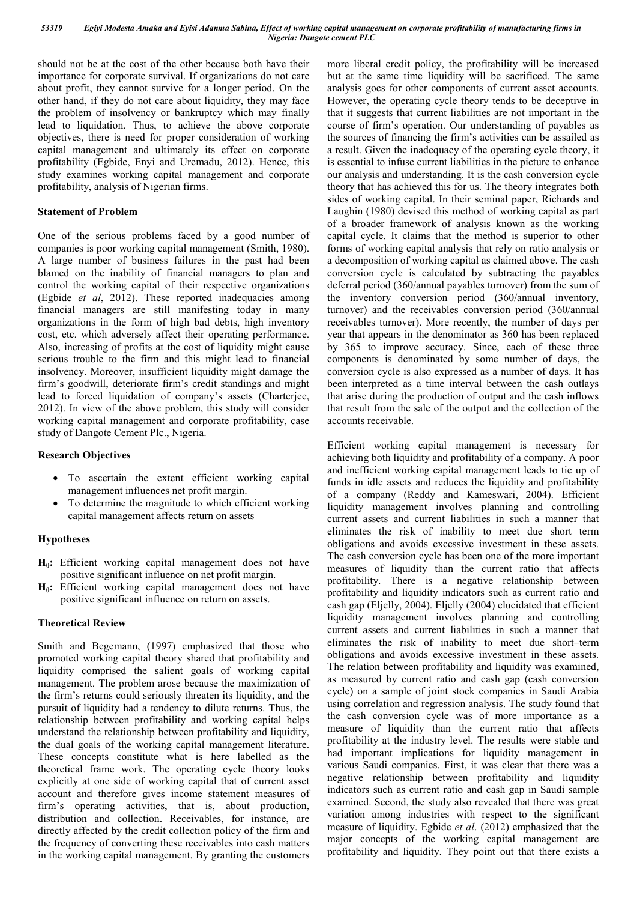should not be at the cost of the other because both have their importance for corporate survival. If organizations do not care about profit, they cannot survive for a longer period. On the other hand, if they do not care about liquidity, they may face the problem of insolvency or bankruptcy which may finally lead to liquidation. Thus, to achieve the above corporate objectives, there is need for proper consideration of working capital management and ultimately its effect on corporate profitability (Egbide, Enyi and Uremadu, 2012). Hence, this study examines working capital management and corporate profitability, analysis of Nigerian firms.

## Statement of Problem

One of the serious problems faced by a good number of companies is poor working capital management (Smith, 1980). A large number of business failures in the past had been blamed on the inability of financial managers to plan and control the working capital of their respective organizations (Egbide *et al*, 2012). These reported inadequacies among financial managers are still manifesting today in many organizations in the form of high bad debts, high inventory cost, etc. which adversely affect their operating performance. Also, increasing of profits at the cost of liquidity might cause serious trouble to the firm and this might lead to financial insolvency. Moreover, insufficient liquidity might damage the firm's goodwill, deteriorate firm's credit standings and might lead to forced liquidation of company's assets (Charterjee, 2012). In view of the above problem, this study will consider working capital management and corporate profitability, case study of Dangote Cement Plc., Nigeria.

## Research Objectives

- To ascertain the extent efficient working capital management influences net profit margin.
- To determine the magnitude to which efficient working capital management affects return on assets

## Hypotheses

**$H_0$:** Efficient working capital management does not have positive significant influence on net profit margin.

**$H_0$:** Efficient working capital management does not have positive significant influence on return on assets.

## Theoretical Review

Smith and Begemann, (1997) emphasized that those who promoted working capital theory shared that profitability and liquidity comprised the salient goals of working capital management. The problem arose because the maximization of the firm's returns could seriously threaten its liquidity, and the pursuit of liquidity had a tendency to dilute returns. Thus, the relationship between profitability and working capital helps understand the relationship between profitability and liquidity, the dual goals of the working capital management literature. These concepts constitute what is here labelled as the theoretical frame work. The operating cycle theory looks explicitly at one side of working capital that of current asset account and therefore gives income statement measures of firm's operating activities, that is, about production, distribution and collection. Receivables, for instance, are directly affected by the credit collection policy of the firm and the frequency of converting these receivables into cash matters in the working capital management. By granting the customers more liberal credit policy, the profitability will be increased but at the same time liquidity will be sacrificed. The same analysis goes for other components of current asset accounts. However, the operating cycle theory tends to be deceptive in that it suggests that current liabilities are not important in the course of firm's operation. Our understanding of payables as the sources of financing the firm's activities can be assailed as a result. Given the inadequacy of the operating cycle theory, it is essential to infuse current liabilities in the picture to enhance our analysis and understanding. It is the cash conversion cycle theory that has achieved this for us. The theory integrates both sides of working capital. In their seminal paper, Richards and Laughin (1980) devised this method of working capital as part of a broader framework of analysis known as the working capital cycle. It claims that the method is superior to other forms of working capital analysis that rely on ratio analysis or a decomposition of working capital as claimed above. The cash conversion cycle is calculated by subtracting the payables deferral period (360/annual payables turnover) from the sum of the inventory conversion period (360/annual inventory, turnover) and the receivables conversion period (360/annual receivables turnover). More recently, the number of days per year that appears in the denominator as 360 has been replaced by 365 to improve accuracy. Since, each of these three components is denominated by some number of days, the conversion cycle is also expressed as a number of days. It has been interpreted as a time interval between the cash outlays that arise during the production of output and the cash inflows that result from the sale of the output and the collection of the accounts receivable.

Efficient working capital management is necessary for achieving both liquidity and profitability of a company. A poor and inefficient working capital management leads to tie up of funds in idle assets and reduces the liquidity and profitability of a company (Reddy and Kameswari, 2004). Efficient liquidity management involves planning and controlling current assets and current liabilities in such a manner that eliminates the risk of inability to meet due short term obligations and avoids excessive investment in these assets. The cash conversion cycle has been one of the more important measures of liquidity than the current ratio that affects profitability. There is a negative relationship between profitability and liquidity indicators such as current ratio and cash gap (Eljelly, 2004). Eljelly (2004) elucidated that efficient liquidity management involves planning and controlling current assets and current liabilities in such a manner that eliminates the risk of inability to meet due short–term obligations and avoids excessive investment in these assets. The relation between profitability and liquidity was examined, as measured by current ratio and cash gap (cash conversion cycle) on a sample of joint stock companies in Saudi Arabia using correlation and regression analysis. The study found that the cash conversion cycle was of more importance as a measure of liquidity than the current ratio that affects profitability at the industry level. The results were stable and had important implications for liquidity management in various Saudi companies. First, it was clear that there was a negative relationship between profitability and liquidity indicators such as current ratio and cash gap in Saudi sample examined. Second, the study also revealed that there was great variation among industries with respect to the significant measure of liquidity. Egbide *et al*. (2012) emphasized that the major concepts of the working capital management are profitability and liquidity. They point out that there exists a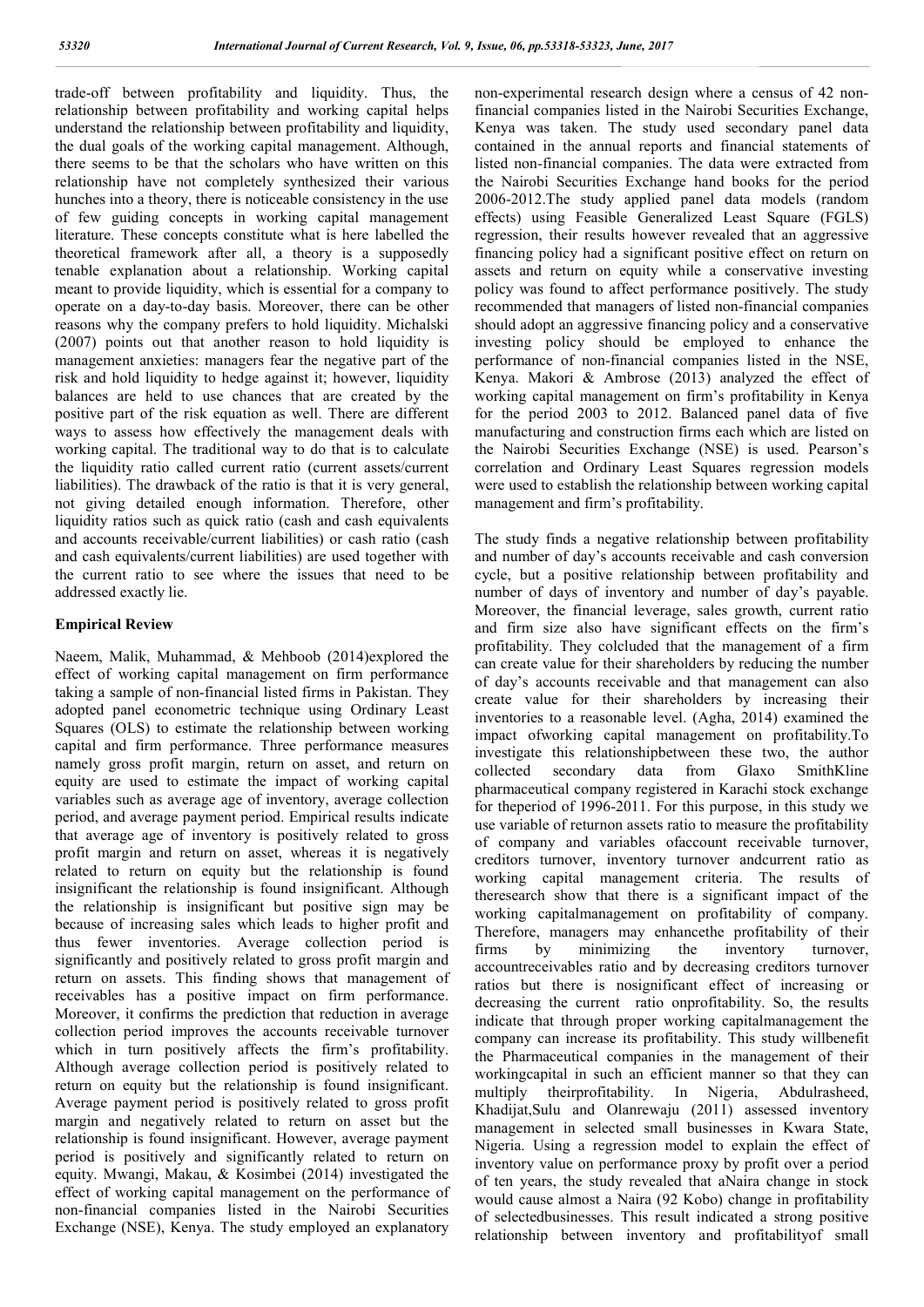trade-off between profitability and liquidity. Thus, the relationship between profitability and working capital helps understand the relationship between profitability and liquidity, the dual goals of the working capital management. Although, there seems to be that the scholars who have written on this relationship have not completely synthesized their various hunches into a theory, there is noticeable consistency in the use of few guiding concepts in working capital management literature. These concepts constitute what is here labelled the theoretical framework after all, a theory is a supposedly tenable explanation about a relationship. Working capital meant to provide liquidity, which is essential for a company to operate on a day-to-day basis. Moreover, there can be other reasons why the company prefers to hold liquidity. Michalski (2007) points out that another reason to hold liquidity is management anxieties: managers fear the negative part of the risk and hold liquidity to hedge against it; however, liquidity balances are held to use chances that are created by the positive part of the risk equation as well. There are different ways to assess how effectively the management deals with working capital. The traditional way to do that is to calculate the liquidity ratio called current ratio (current assets/current liabilities). The drawback of the ratio is that it is very general, not giving detailed enough information. Therefore, other liquidity ratios such as quick ratio (cash and cash equivalents and accounts receivable/current liabilities) or cash ratio (cash and cash equivalents/current liabilities) are used together with the current ratio to see where the issues that need to be addressed exactly lie.

## Empirical Review

Naeem, Malik, Muhammad, & Mehboob (2014)explored the effect of working capital management on firm performance taking a sample of non-financial listed firms in Pakistan. They adopted panel econometric technique using Ordinary Least Squares (OLS) to estimate the relationship between working capital and firm performance. Three performance measures namely gross profit margin, return on asset, and return on equity are used to estimate the impact of working capital variables such as average age of inventory, average collection period, and average payment period. Empirical results indicate that average age of inventory is positively related to gross profit margin and return on asset, whereas it is negatively related to return on equity but the relationship is found insignificant the relationship is found insignificant. Although the relationship is insignificant but positive sign may be because of increasing sales which leads to higher profit and thus fewer inventories. Average collection period is significantly and positively related to gross profit margin and return on assets. This finding shows that management of receivables has a positive impact on firm performance. Moreover, it confirms the prediction that reduction in average collection period improves the accounts receivable turnover which in turn positively affects the firm's profitability. Although average collection period is positively related to return on equity but the relationship is found insignificant. Average payment period is positively related to gross profit margin and negatively related to return on asset but the relationship is found insignificant. However, average payment period is positively and significantly related to return on equity. Mwangi, Makau, & Kosimbei (2014) investigated the effect of working capital management on the performance of non-financial companies listed in the Nairobi Securities Exchange (NSE), Kenya. The study employed an explanatory non-experimental research design where a census of 42 non-financial companies listed in the Nairobi Securities Exchange, Kenya was taken. The study used secondary panel data contained in the annual reports and financial statements of listed non-financial companies. The data were extracted from the Nairobi Securities Exchange hand books for the period 2006-2012.The study applied panel data models (random effects) using Feasible Generalized Least Square (FGLS) regression, their results however revealed that an aggressive financing policy had a significant positive effect on return on assets and return on equity while a conservative investing policy was found to affect performance positively. The study recommended that managers of listed non-financial companies should adopt an aggressive financing policy and a conservative investing policy should be employed to enhance the performance of non-financial companies listed in the NSE, Kenya. Makori & Ambrose (2013) analyzed the effect of working capital management on firm's profitability in Kenya for the period 2003 to 2012. Balanced panel data of five manufacturing and construction firms each which are listed on the Nairobi Securities Exchange (NSE) is used. Pearson's correlation and Ordinary Least Squares regression models were used to establish the relationship between working capital management and firm's profitability.

The study finds a negative relationship between profitability and number of day's accounts receivable and cash conversion cycle, but a positive relationship between profitability and number of days of inventory and number of day's payable. Moreover, the financial leverage, sales growth, current ratio and firm size also have significant effects on the firm's profitability. They colcluded that the management of a firm can create value for their shareholders by reducing the number of day's accounts receivable and that management can also create value for their shareholders by increasing their inventories to a reasonable level. (Agha, 2014) examined the impact ofworking capital management on profitability.To investigate this relationshipbetween these two, the author collected secondary data from Glaxo SmithKline pharmaceutical company registered in Karachi stock exchange for theperiod of 1996-2011. For this purpose, in this study we use variable of returnon assets ratio to measure the profitability of company and variables ofaccount receivable turnover, creditors turnover, inventory turnover andcurrent ratio as working capital management criteria. The results of theresearch show that there is a significant impact of the workingcapitalmanagement on profitability of company. Therefore, managers may enhancethe profitability of their firms by minimizing the inventory turnover, accountreceivables ratio and by decreasing creditors turnover ratios but there is nosignificant effect of increasing or decreasing the current ratio onprofitability. So, the results indicate that through proper working capitalmanagement the company can increase its profitability. This study willbenefit the Pharmaceutical companies in the management of their workingcapital in such an efficient manner so that they can multiply theirprofitability. In Nigeria, Abdulrasheed, Khadijat,Sulu and Olanrewaju (2011) assessed inventory management in selected small businesses in Kwara State, Nigeria. Using a regression model to explain the effect of inventory value on performance proxy by profit over a period of ten years, the study revealed that aNaira change in stock would cause almost a Naira (92 Kobo) change in profitability of selectedbusinesses. This result indicated a strong positive relationship between inventory and profitabilityof small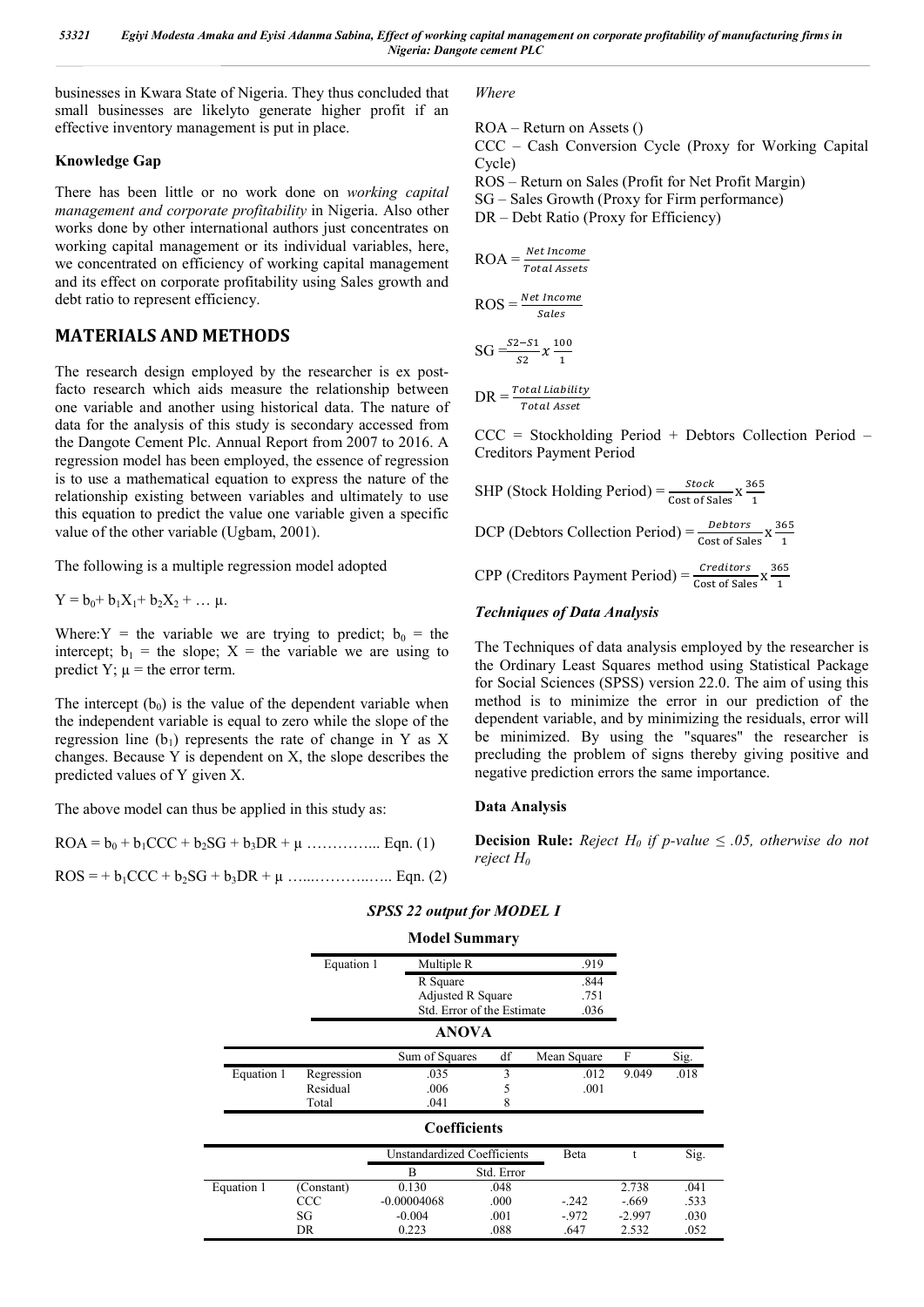businesses in Kwara State of Nigeria. They thus concluded that small businesses are likelyto generate higher profit if an effective inventory management is put in place.

### Knowledge Gap

There has been little or no work done on *working capital management and corporate profitability* in Nigeria. Also other works done by other international authors just concentrates on working capital management or its individual variables, here, we concentrated on efficiency of working capital management and its effect on corporate profitability using Sales growth and debt ratio to represent efficiency.

## MATERIALS AND METHODS

The research design employed by the researcher is ex post-facto research which aids measure the relationship between one variable and another using historical data. The nature of data for the analysis of this study is secondary accessed from the Dangote Cement Plc. Annual Report from 2007 to 2016. A regression model has been employed, the essence of regression is to use a mathematical equation to express the nature of the relationship existing between variables and ultimately to use this equation to predict the value one variable given a specific value of the other variable (Ugbam, 2001).

The following is a multiple regression model adopted

$Y = b_0 + b_1X_1 + b_2X_2 + \ldots \mu$.

Where: $Y$ = the variable we are trying to predict; $b_0$ = the intercept; $b_1$ = the slope; $X$ = the variable we are using to predict Y; $\mu$ = the error term.

The intercept ($b_0$) is the value of the dependent variable when the independent variable is equal to zero while the slope of the regression line ($b_1$) represents the rate of change in Y as X changes. Because Y is dependent on X, the slope describes the predicted values of Y given X.

The above model can thus be applied in this study as:

$ROA = b_0 + b_1CCC + b_2SG + b_3DR + \mu$ ………….... Eqn. (1)

$ROS = + b_1CCC + b_2SG + b_3DR + \mu$ …...………..….. Eqn. (2)

*Where*

ROA – Return on Assets ()

CCC – Cash Conversion Cycle (Proxy for Working Capital Cycle)

ROS – Return on Sales (Profit for Net Profit Margin)

SG – Sales Growth (Proxy for Firm performance)

DR – Debt Ratio (Proxy for Efficiency)

$$ROA = \frac{Net\ Income}{Total\ Assets}$$

$$ROS = \frac{Net\ Income}{Sales}$$

$$SG = \frac{S2 - S1}{S2} x \frac{100}{1}$$

$$DR = \frac{Total\ Liability}{Total\ Asset}$$

CCC = Stockholding Period + Debtors Collection Period – Creditors Payment Period

$$\text{SHP (Stock Holding Period)} = \frac{Stock}{\text{Cost of Sales}} \text{x} \frac{365}{1}$$

$$\text{DCP (Debtors Collection Period)} = \frac{Debtors}{\text{Cost of Sales}} \text{x} \frac{365}{1}$$

$$\text{CPP (Creditors Payment Period)} = \frac{Creditors}{\text{Cost of Sales}} \text{x} \frac{365}{1}$$

### *Techniques of Data Analysis*

The Techniques of data analysis employed by the researcher is the Ordinary Least Squares method using Statistical Package for Social Sciences (SPSS) version 22.0. The aim of using this method is to minimize the error in our prediction of the dependent variable, and by minimizing the residuals, error will be minimized. By using the "squares" the researcher is precluding the problem of signs thereby giving positive and negative prediction errors the same importance.

### Data Analysis

**Decision Rule:** *Reject $H_0$ if p-value ≤ .05, otherwise do not reject $H_0$*

***SPSS 22 output for MODEL I***

**Model Summary**

| | | |
|---|---|---|
| Equation 1 | Multiple R | .919 |
| | R Square | .844 |
| | Adjusted R Square | .751 |
| | Std. Error of the Estimate | .036 |

**ANOVA**

| | | Sum of Squares | df | Mean Square | F | Sig. |
|---|---|---|---|---|---|---|
| Equation 1 | Regression | .035 | 3 | .012 | 9.049 | .018 |
| | Residual | .006 | 5 | .001 | | |
| | Total | .041 | 8 | | | |

**Coefficients**

| | | Unstandardized Coefficients | | Beta | t | Sig. |
|---|---|---|---|---|---|---|
| | | B | Std. Error | | | |
| Equation 1 | (Constant) | 0.130 | .048 | | 2.738 | .041 |
| | CCC | -0.00004068 | .000 | -.242 | -.669 | .533 |
| | SG | -0.004 | .001 | -.972 | -2.997 | .030 |
| | DR | 0.223 | .088 | .647 | 2.532 | .052 |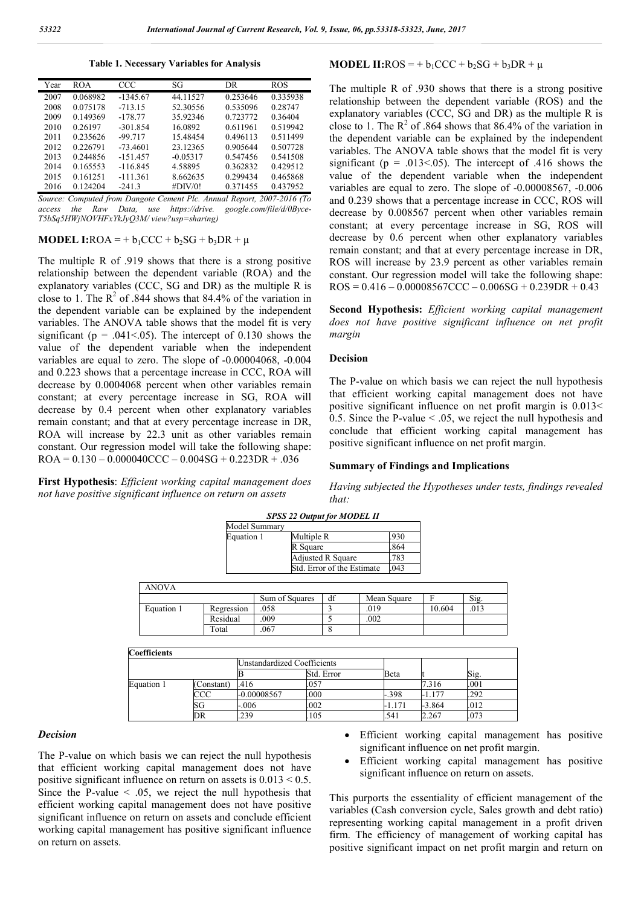**Table 1. Necessary Variables for Analysis**

| Year | ROA | CCC | SG | DR | ROS |
|---|---|---|---|---|---|
| 2007 | 0.068982 | -1345.67 | 44.11527 | 0.253646 | 0.335938 |
| 2008 | 0.075178 | -713.15 | 52.30556 | 0.535096 | 0.28747 |
| 2009 | 0.149369 | -178.77 | 35.92346 | 0.723772 | 0.36404 |
| 2010 | 0.26197 | -301.854 | 16.0892 | 0.611961 | 0.519942 |
| 2011 | 0.235626 | -99.717 | 15.48454 | 0.496113 | 0.511499 |
| 2012 | 0.226791 | -73.4601 | 23.12365 | 0.905644 | 0.507728 |
| 2013 | 0.244856 | -151.457 | -0.05317 | 0.547456 | 0.541508 |
| 2014 | 0.165553 | -116.845 | 4.58895 | 0.362832 | 0.429512 |
| 2015 | 0.161251 | -111.361 | 8.662635 | 0.299434 | 0.465868 |
| 2016 | 0.124204 | -241.3 | #DIV/0! | 0.371455 | 0.437952 |

*Source: Computed from Dangote Cement Plc. Annual Report, 2007-2016 (To access the Raw Data, use https://drive. google.com/file/d/0Byce-T5bSq5HWjNOVHFxYkJyQ3M/ view?usp=sharing)*

**MODEL I:** $ROA = + b_1CCC + b_2SG + b_3DR + \mu$

The multiple R of .919 shows that there is a strong positive relationship between the dependent variable (ROA) and the explanatory variables (CCC, SG and DR) as the multiple R is close to 1. The $R^2$ of .844 shows that 84.4% of the variation in the dependent variable can be explained by the independent variables. The ANOVA table shows that the model fit is very significant ($p = .041<.05$). The intercept of 0.130 shows the value of the dependent variable when the independent variables are equal to zero. The slope of -0.00004068, -0.004 and 0.223 shows that a percentage increase in CCC, ROA will decrease by 0.0004068 percent when other variables remain constant; at every percentage increase in SG, ROA will decrease by 0.4 percent when other explanatory variables remain constant; and that at every percentage increase in DR, ROA will increase by 22.3 unit as other variables remain constant. Our regression model will take the following shape: $ROA = 0.130 – 0.000040CCC – 0.004SG + 0.223DR + .036$

**First Hypothesis**: *Efficient working capital management does not have positive significant influence on return on assets*

### *Decision*

The P-value on which basis we can reject the null hypothesis that efficient working capital management does not have positive significant influence on return on assets is $0.013 < 0.5$. Since the P-value $< .05$, we reject the null hypothesis that efficient working capital management does not have positive significant influence on return on assets and conclude efficient working capital management has positive significant influence on return on assets.

**MODEL II:** $ROS = + b_1CCC + b_2SG + b_3DR + \mu$

The multiple R of .930 shows that there is a strong positive relationship between the dependent variable (ROS) and the explanatory variables (CCC, SG and DR) as the multiple R is close to 1. The $R^2$ of .864 shows that 86.4% of the variation in the dependent variable can be explained by the independent variables. The ANOVA table shows that the model fit is very significant ($p = .013<.05$). The intercept of .416 shows the value of the dependent variable when the independent variables are equal to zero. The slope of -0.00008567, -0.006 and 0.239 shows that a percentage increase in CCC, ROS will decrease by 0.008567 percent when other variables remain constant; at every percentage increase in SG, ROS will decrease by 0.6 percent when other explanatory variables remain constant; and that at every percentage increase in DR, ROS will increase by 23.9 percent as other variables remain constant. Our regression model will take the following shape: $ROS = 0.416 – 0.00008567CCC – 0.006SG + 0.239DR + 0.43$

**Second Hypothesis:** *Efficient working capital management does not have positive significant influence on net profit margin*

### Decision

The P-value on which basis we can reject the null hypothesis that efficient working capital management does not have positive significant influence on net profit margin is 0.013< 0.5. Since the P-value < .05, we reject the null hypothesis and conclude that efficient working capital management has positive significant influence on net profit margin.

### Summary of Findings and Implications

*Having subjected the Hypotheses under tests, findings revealed that:*

**SPSS 22 Output for MODEL II**

| Model Summary | | |
|---|---|---|
| Equation 1 | Multiple R | .930 |
| | R Square | .864 |
| | Adjusted R Square | .783 |
| | Std. Error of the Estimate | .043 |

| ANOVA | | | | | | |
|---|---|---|---|---|---|---|
| | | Sum of Squares | df | Mean Square | F | Sig. |
| Equation 1 | Regression | .058 | 3 | .019 | 10.604 | .013 |
| | Residual | .009 | 5 | .002 | | |
| | Total | .067 | 8 | | | |

| Coefficients | | | | | | |
|---|---|---|---|---|---|---|
| | | Unstandardized Coefficients | | | | |
| | | B | Std. Error | Beta | t | Sig. |
| Equation 1 | (Constant) | .416 | .057 | | 7.316 | .001 |
| | CCC | -0.00008567 | .000 | -.398 | -1.177 | .292 |
| | SG | -.006 | .002 | -1.171 | -3.864 | .012 |
| | DR | .239 | .105 | .541 | 2.267 | .073 |

- Efficient working capital management has positive significant influence on net profit margin.
- Efficient working capital management has positive significant influence on return on assets.

This purports the essentiality of efficient management of the variables (Cash conversion cycle, Sales growth and debt ratio) representing working capital management in a profit driven firm. The efficiency of management of working capital has positive significant impact on net profit margin and return on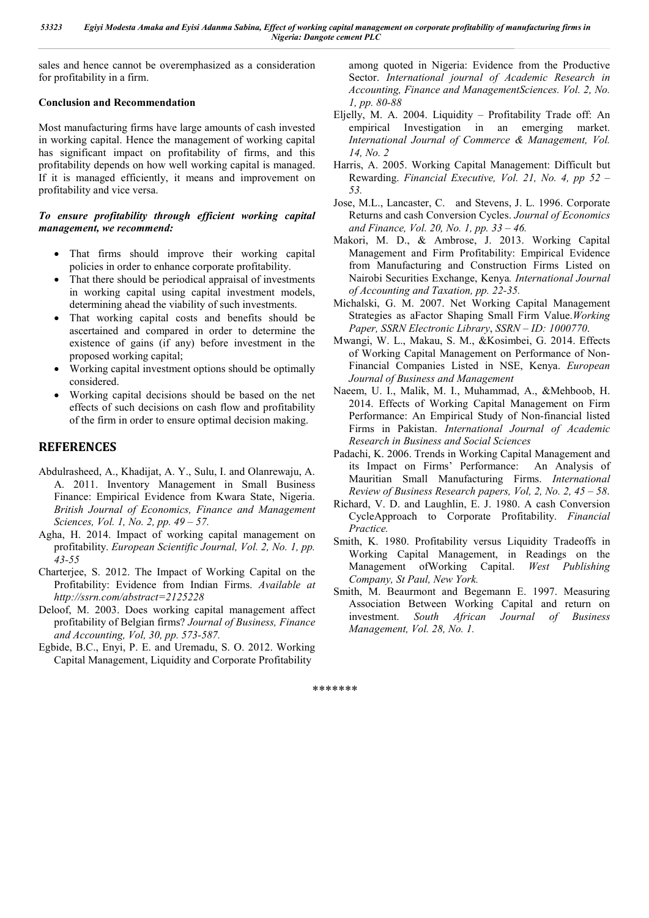sales and hence cannot be overemphasized as a consideration for profitability in a firm.

**Conclusion and Recommendation**

Most manufacturing firms have large amounts of cash invested in working capital. Hence the management of working capital has significant impact on profitability of firms, and this profitability depends on how well working capital is managed. If it is managed efficiently, it means and improvement on profitability and vice versa.

***To ensure profitability through efficient working capital management, we recommend:***

- That firms should improve their working capital policies in order to enhance corporate profitability.
- That there should be periodical appraisal of investments in working capital using capital investment models, determining ahead the viability of such investments.
- That working capital costs and benefits should be ascertained and compared in order to determine the existence of gains (if any) before investment in the proposed working capital;
- Working capital investment options should be optimally considered.
- Working capital decisions should be based on the net effects of such decisions on cash flow and profitability of the firm in order to ensure optimal decision making.

## REFERENCES

Abdulrasheed, A., Khadijat, A. Y., Sulu, I. and Olanrewaju, A. A. 2011. Inventory Management in Small Business Finance: Empirical Evidence from Kwara State, Nigeria. *British Journal of Economics, Finance and Management Sciences, Vol. 1, No. 2, pp. 49 – 57.*

Agha, H. 2014. Impact of working capital management on profitability. *European Scientific Journal, Vol. 2, No. 1, pp. 43-55*

Charterjee, S. 2012. The Impact of Working Capital on the Profitability: Evidence from Indian Firms. *Available at http://ssrn.com/abstract=2125228*

Deloof, M. 2003. Does working capital management affect profitability of Belgian firms? *Journal of Business, Finance and Accounting, Vol, 30, pp. 573-587.*

Egbide, B.C., Enyi, P. E. and Uremadu, S. O. 2012. Working Capital Management, Liquidity and Corporate Profitability among quoted in Nigeria: Evidence from the Productive Sector. *International journal of Academic Research in Accounting, Finance and ManagementSciences. Vol. 2, No. 1, pp. 80-88*

Eljelly, M. A. 2004. Liquidity – Profitability Trade off: An empirical Investigation in an emerging market. *International Journal of Commerce & Management, Vol. 14, No. 2*

Harris, A. 2005. Working Capital Management: Difficult but Rewarding. *Financial Executive, Vol. 21, No. 4, pp 52 – 53.*

Jose, M.L., Lancaster, C. and Stevens, J. L. 1996. Corporate Returns and cash Conversion Cycles. *Journal of Economics and Finance, Vol. 20, No. 1, pp. 33 – 46.*

Makori, M. D., & Ambrose, J. 2013. Working Capital Management and Firm Profitability: Empirical Evidence from Manufacturing and Construction Firms Listed on Nairobi Securities Exchange, Kenya*. International Journal of Accounting and Taxation, pp. 22-35.*

Michalski, G. M. 2007. Net Working Capital Management Strategies as aFactor Shaping Small Firm Value.*Working Paper, SSRN Electronic Library*, *SSRN – ID: 1000770*.

Mwangi, W. L., Makau, S. M., &Kosimbei, G. 2014. Effects of Working Capital Management on Performance of Non-Financial Companies Listed in NSE, Kenya. *European Journal of Business and Management*

Naeem, U. I., Malik, M. I., Muhammad, A., &Mehboob, H. 2014. Effects of Working Capital Management on Firm Performance: An Empirical Study of Non-financial listed Firms in Pakistan. *International Journal of Academic Research in Business and Social Sciences*

Padachi, K. 2006. Trends in Working Capital Management and its Impact on Firms' Performance: An Analysis of Mauritian Small Manufacturing Firms. *International Review of Business Research papers, Vol, 2, No. 2, 45 – 58*.

Richard, V. D. and Laughlin, E. J. 1980. A cash Conversion CycleApproach to Corporate Profitability. *Financial Practice.*

Smith, K. 1980. Profitability versus Liquidity Tradeoffs in Working Capital Management, in Readings on the Management ofWorking Capital. *West Publishing Company, St Paul, New York.*

Smith, M. Beaurmont and Begemann E. 1997. Measuring Association Between Working Capital and return on investment. *South African Journal of Business Management, Vol. 28, No. 1.*

\*\*\*\*\*\*\*